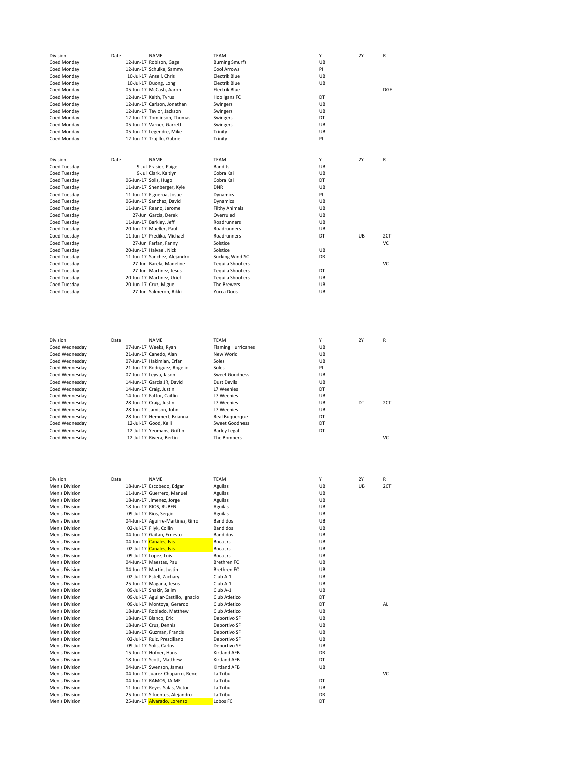| Division | Date | NAME | TEAM | Y | 2Y | R |
|---|---|---|---|---|---|---|
| Coed Monday | 12-Jun-17 | Robison, Gage | Burning Smurfs | UB | | |
| Coed Monday | 12-Jun-17 | Schulke, Sammy | Cool Arrows | PI | | |
| Coed Monday | 10-Jul-17 | Ansell, Chris | Electrik Blue | UB | | |
| Coed Monday | 10-Jul-17 | Duong, Long | Electrik Blue | UB | | |
| Coed Monday | 05-Jun-17 | McCash, Aaron | Electrik Blue | | | DGF |
| Coed Monday | 12-Jun-17 | Keith, Tyrus | Hooligans FC | DT | | |
| Coed Monday | 12-Jun-17 | Carlson, Jonathan | Swingers | UB | | |
| Coed Monday | 12-Jun-17 | Taylor, Jackson | Swingers | UB | | |
| Coed Monday | 12-Jun-17 | Tomlinson, Thomas | Swingers | DT | | |
| Coed Monday | 05-Jun-17 | Varner, Garrett | Swingers | UB | | |
| Coed Monday | 05-Jun-17 | Legendre, Mike | Trinity | UB | | |
| Coed Monday | 12-Jun-17 | Trujillo, Gabriel | Trinity | PI | | |

| Division | Date | NAME | TEAM | Y | 2Y | R |
|---|---|---|---|---|---|---|
| Coed Tuesday | 9-Jul | Frasier, Paige | Bandits | UB | | |
| Coed Tuesday | 9-Jul | Clark, Kaitlyn | Cobra Kai | UB | | |
| Coed Tuesday | 06-Jun-17 | Solis, Hugo | Cobra Kai | DT | | |
| Coed Tuesday | 11-Jun-17 | Shenberger, Kyle | DNR | UB | | |
| Coed Tuesday | 11-Jun-17 | Figueroa, Josue | Dynamics | PI | | |
| Coed Tuesday | 06-Jun-17 | Sanchez, David | Dynamics | UB | | |
| Coed Tuesday | 11-Jun-17 | Reano, Jerome | Filthy Animals | UB | | |
| Coed Tuesday | 27-Jun | Garcia, Derek | Overruled | UB | | |
| Coed Tuesday | 11-Jun-17 | Barkley, Jeff | Roadrunners | UB | | |
| Coed Tuesday | 20-Jun-17 | Mueller, Paul | Roadrunners | UB | | |
| Coed Tuesday | 11-Jun-17 | Predika, Michael | Roadrunners | DT | UB | 2CT |
| Coed Tuesday | 27-Jun | Farfan, Fanny | Solstice | | | VC |
| Coed Tuesday | 20-Jun-17 | Halvaei, Nick | Solstice | UB | | |
| Coed Tuesday | 11-Jun-17 | Sanchez, Alejandro | Sucking Wind SC | DR | | |
| Coed Tuesday | 27-Jun | Barela, Madeline | Tequila Shooters | | | VC |
| Coed Tuesday | 27-Jun | Martinez, Jesus | Tequila Shooters | DT | | |
| Coed Tuesday | 20-Jun-17 | Martinez, Uriel | Tequila Shooters | UB | | |
| Coed Tuesday | 20-Jun-17 | Cruz, Miguel | The Brewers | UB | | |
| Coed Tuesday | 27-Jun | Salmeron, Rikki | Yucca Doos | UB | | |

| Division | Date | NAME | TEAM | Y | 2Y | R |
|---|---|---|---|---|---|---|
| Coed Wednesday | 07-Jun-17 | Weeks, Ryan | Flaming Hurricanes | UB | | |
| Coed Wednesday | 21-Jun-17 | Canedo, Alan | New World | UB | | |
| Coed Wednesday | 07-Jun-17 | Hakimian, Erfan | Soles | UB | | |
| Coed Wednesday | 21-Jun-17 | Rodriguez, Rogelio | Soles | PI | | |
| Coed Wednesday | 07-Jun-17 | Leyva, Jason | Sweet Goodness | UB | | |
| Coed Wednesday | 14-Jun-17 | Garcia JR, David | Dust Devils | UB | | |
| Coed Wednesday | 14-Jun-17 | Craig, Justin | L7 Weenies | DT | | |
| Coed Wednesday | 14-Jun-17 | Fattor, Caitlin | L7 Weenies | UB | | |
| Coed Wednesday | 28-Jun-17 | Craig, Justin | L7 Weenies | UB | DT | 2CT |
| Coed Wednesday | 28-Jun-17 | Jamison, John | L7 Weenies | UB | | |
| Coed Wednesday | 28-Jun-17 | Hemmert, Brianna | Real Buquerque | DT | | |
| Coed Wednesday | 12-Jul-17 | Good, Kelli | Sweet Goodness | DT | | |
| Coed Wednesday | 12-Jul-17 | Yeomans, Griffin | Barley Legal | DT | | |
| Coed Wednesday | 12-Jul-17 | Rivera, Bertin | The Bombers | | | VC |

| Division | Date | NAME | TEAM | Y | 2Y | R |
|---|---|---|---|---|---|---|
| Men's Division | 18-Jun-17 | Escobedo, Edgar | Aguilas | UB | UB | 2CT |
| Men's Division | 11-Jun-17 | Guerrero, Manuel | Aguilas | UB | | |
| Men's Division | 18-Jun-17 | Jimenez, Jorge | Aguilas | UB | | |
| Men's Division | 18-Jun-17 | RIOS, RUBEN | Aguilas | UB | | |
| Men's Division | 09-Jul-17 | Rios, Sergio | Aguilas | UB | | |
| Men's Division | 04-Jun-17 | Aguirre-Martinez, Gino | Bandidos | UB | | |
| Men's Division | 02-Jul-17 | Filyk, Collin | Bandidos | UB | | |
| Men's Division | 04-Jun-17 | Gaitan, Ernesto | Bandidos | UB | | |
| Men's Division | 04-Jun-17 | Canales, Ivis | Boca Jrs | UB | | |
| Men's Division | 02-Jul-17 | Canales, Ivis | Boca Jrs | UB | | |
| Men's Division | 09-Jul-17 | Lopez, Luis | Boca Jrs | UB | | |
| Men's Division | 04-Jun-17 | Maestas, Paul | Brethren FC | UB | | |
| Men's Division | 04-Jun-17 | Martin, Justin | Brethren FC | UB | | |
| Men's Division | 02-Jul-17 | Estell, Zachary | Club A-1 | UB | | |
| Men's Division | 25-Jun-17 | Magana, Jesus | Club A-1 | UB | | |
| Men's Division | 09-Jul-17 | Shakir, Salim | Club A-1 | UB | | |
| Men's Division | 09-Jul-17 | Aguilar-Castillo, Ignacio | Club Atletico | DT | | |
| Men's Division | 09-Jul-17 | Montoya, Gerardo | Club Atletico | DT | | AL |
| Men's Division | 18-Jun-17 | Robledo, Matthew | Club Atletico | UB | | |
| Men's Division | 18-Jun-17 | Blanco, Eric | Deportivo SF | UB | | |
| Men's Division | 18-Jun-17 | Cruz, Dennis | Deportivo SF | UB | | |
| Men's Division | 18-Jun-17 | Guzman, Francis | Deportivo SF | UB | | |
| Men's Division | 02-Jul-17 | Ruiz, Presciliano | Deportivo SF | UB | | |
| Men's Division | 09-Jul-17 | Solis, Carlos | Deportivo SF | UB | | |
| Men's Division | 15-Jun-17 | Hofner, Hans | Kirtland AFB | DR | | |
| Men's Division | 18-Jun-17 | Scott, Matthew | Kirtland AFB | DT | | |
| Men's Division | 04-Jun-17 | Swenson, James | Kirtland AFB | UB | | |
| Men's Division | 04-Jun-17 | Juarez-Chaparro, Rene | La Tribu | | | VC |
| Men's Division | 04-Jun-17 | RAMOS, JAIME | La Tribu | DT | | |
| Men's Division | 11-Jun-17 | Reyes-Salas, Victor | La Tribu | UB | | |
| Men's Division | 25-Jun-17 | Sifuentes, Alejandro | La Tribu | DR | | |
| Men's Division | 25-Jun-17 | Alvarado, Lorenzo | Lobos FC | DT | | |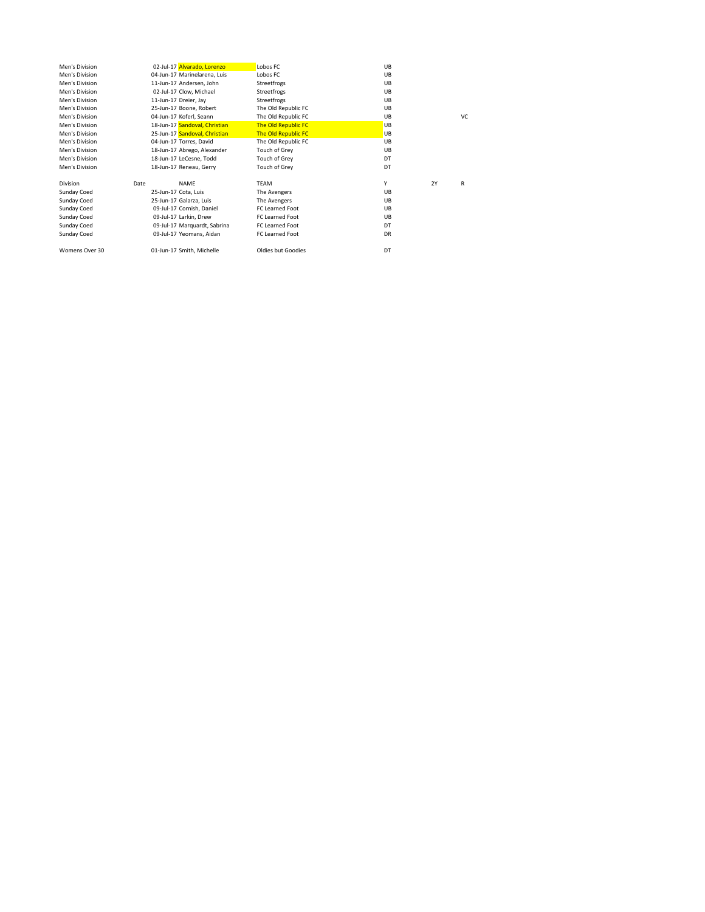| | | | | | | |
|---|---|---|---|---|---|---|
| Men's Division | 02-Jul-17 | Alvarado, Lorenzo | Lobos FC | UB | | |
| Men's Division | 04-Jun-17 | Marinelarena, Luis | Lobos FC | UB | | |
| Men's Division | 11-Jun-17 | Andersen, John | Streetfrogs | UB | | |
| Men's Division | 02-Jul-17 | Clow, Michael | Streetfrogs | UB | | |
| Men's Division | 11-Jun-17 | Dreier, Jay | Streetfrogs | UB | | |
| Men's Division | 25-Jun-17 | Boone, Robert | The Old Republic FC | UB | | |
| Men's Division | 04-Jun-17 | Koferl, Seann | The Old Republic FC | UB | | VC |
| Men's Division | 18-Jun-17 | Sandoval, Christian | The Old Republic FC | UB | | |
| Men's Division | 25-Jun-17 | Sandoval, Christian | The Old Republic FC | UB | | |
| Men's Division | 04-Jun-17 | Torres, David | The Old Republic FC | UB | | |
| Men's Division | 18-Jun-17 | Abrego, Alexander | Touch of Grey | UB | | |
| Men's Division | 18-Jun-17 | LeCesne, Todd | Touch of Grey | DT | | |
| Men's Division | 18-Jun-17 | Reneau, Gerry | Touch of Grey | DT | | |

| Division | Date | NAME | TEAM | Y | 2Y | R |
|---|---|---|---|---|---|---|
| Sunday Coed | 25-Jun-17 | Cota, Luis | The Avengers | UB | | |
| Sunday Coed | 25-Jun-17 | Galarza, Luis | The Avengers | UB | | |
| Sunday Coed | 09-Jul-17 | Cornish, Daniel | FC Learned Foot | UB | | |
| Sunday Coed | 09-Jul-17 | Larkin, Drew | FC Learned Foot | UB | | |
| Sunday Coed | 09-Jul-17 | Marquardt, Sabrina | FC Learned Foot | DT | | |
| Sunday Coed | 09-Jul-17 | Yeomans, Aidan | FC Learned Foot | DR | | |
| | | | | | | |
| Womens Over 30 | 01-Jun-17 | Smith, Michelle | Oldies but Goodies | DT | | |